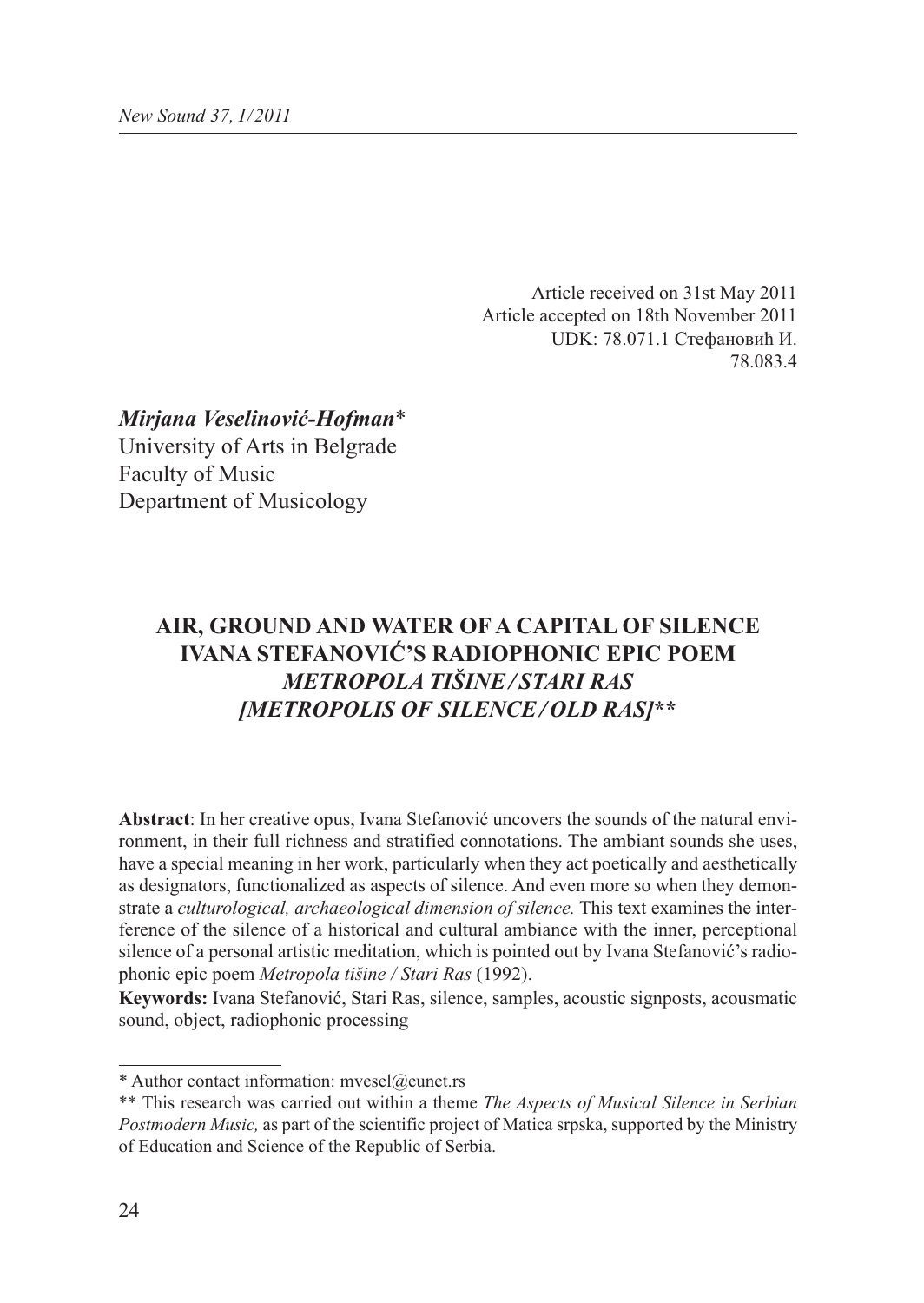Article received on 31st May 2011
Article accepted on 18th November 2011
UDK: 78.071.1 Стефановић И.
78.083.4

***Mirjana Veselinović-Hofman****
University of Arts in Belgrade
Faculty of Music
Department of Musicology

# AIR, GROUND AND WATER OF A CAPITAL OF SILENCE IVANA STEFANOVIĆ'S RADIOPHONIC EPIC POEM *METROPOLA TIŠINE / STARI RAS* *[METROPOLIS OF SILENCE / OLD RAS]***

**Abstract**: In her creative opus, Ivana Stefanović uncovers the sounds of the natural environment, in their full richness and stratified connotations. The ambiant sounds she uses, have a special meaning in her work, particularly when they act poetically and aesthetically as designators, functionalized as aspects of silence. And even more so when they demonstrate a *culturological, archaeological dimension of silence.* This text examines the interference of the silence of a historical and cultural ambiance with the inner, perceptional silence of a personal artistic meditation, which is pointed out by Ivana Stefanović's radiophonic epic poem *Metropola tišine / Stari Ras* (1992).

**Keywords:** Ivana Stefanović, Stari Ras, silence, samples, acoustic signposts, acousmatic sound, object, radiophonic processing

---

\* Author contact information: mvesel@eunet.rs

\*\* This research was carried out within a theme *The Aspects of Musical Silence in Serbian Postmodern Music,* as part of the scientific project of Matica srpska, supported by the Ministry of Education and Science of the Republic of Serbia.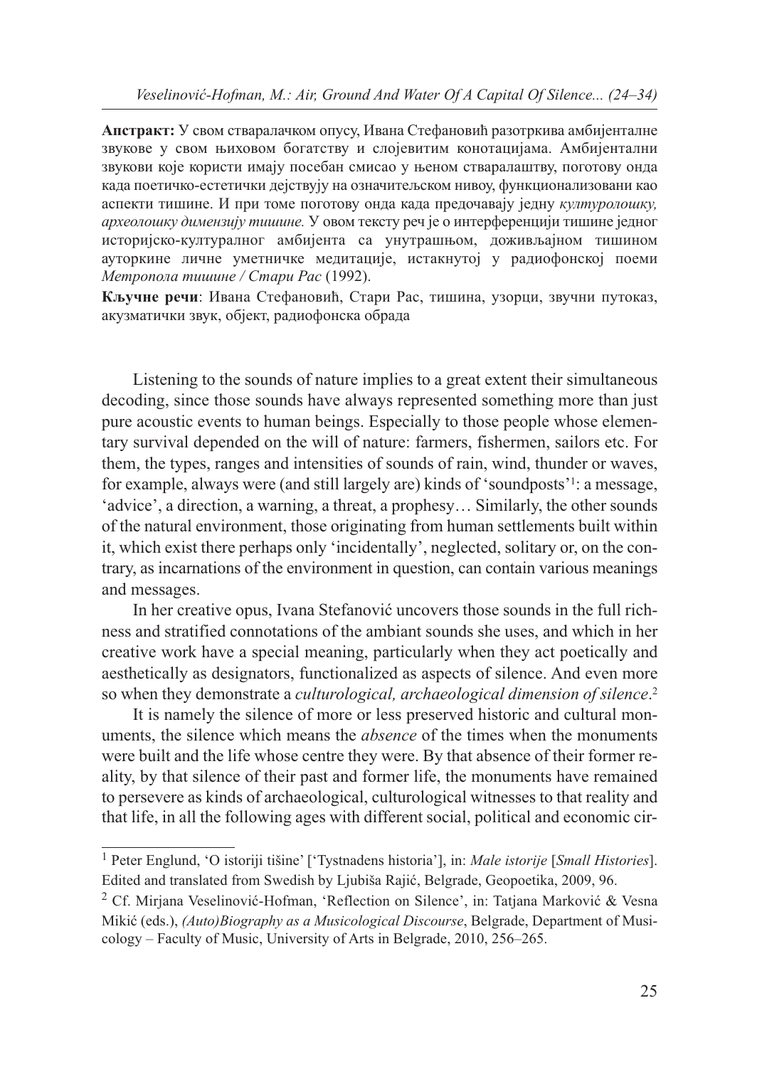**Апстракт:** У свом стваралачком опусу, Ивана Стефановић разотркива амбијенталне звукове у свом њиховом богатству и слојевитим конотацијама. Амбијентални звукови које користи имају посебан смисао у њеном стваралаштву, поготову онда када поетичко-естетички дејствују на означитељском нивоу, функционализовани као аспекти тишине. И при томе поготову онда када предочавају једну *културолошку, археолошку димензију тишине.* У овом тексту реч је о интерференцији тишине једног историјско-културалног амбијента са унутрашњом, доживљајном тишином ауторкине личне уметничке медитације, истакнутој у радиофонској поеми *Метропола тишине / Стари Рас* (1992).

**Кључне речи**: Ивана Стефановић, Стари Рас, тишина, узорци, звучни путоказ, акузматички звук, објект, радиофонска обрада

Listening to the sounds of nature implies to a great extent their simultaneous decoding, since those sounds have always represented something more than just pure acoustic events to human beings. Especially to those people whose elementary survival depended on the will of nature: farmers, fishermen, sailors etc. For them, the types, ranges and intensities of sounds of rain, wind, thunder or waves, for example, always were (and still largely are) kinds of 'soundposts'[1]: a message, 'advice', a direction, a warning, a threat, a prophesy… Similarly, the other sounds of the natural environment, those originating from human settlements built within it, which exist there perhaps only 'incidentally', neglected, solitary or, on the contrary, as incarnations of the environment in question, can contain various meanings and messages.

In her creative opus, Ivana Stefanović uncovers those sounds in the full richness and stratified connotations of the ambiant sounds she uses, and which in her creative work have a special meaning, particularly when they act poetically and aesthetically as designators, functionalized as aspects of silence. And even more so when they demonstrate a *culturological, archaeological dimension of silence*.[2]

It is namely the silence of more or less preserved historic and cultural monuments, the silence which means the *absence* of the times when the monuments were built and the life whose centre they were. By that absence of their former reality, by that silence of their past and former life, the monuments have remained to persevere as kinds of archaeological, culturological witnesses to that reality and that life, in all the following ages with different social, political and economic cir-

---

[1] Peter Englund, 'O istoriji tišine' ['Tystnadens historia'], in: *Male istorije* [*Small Histories*]. Edited and translated from Swedish by Ljubiša Rajić, Belgrade, Geopoetika, 2009, 96.

[2] Cf. Mirjana Veselinović-Hofman, 'Reflection on Silence', in: Tatjana Marković & Vesna Mikić (eds.), *(Auto)Biography as a Musicological Discourse*, Belgrade, Department of Musicology – Faculty of Music, University of Arts in Belgrade, 2010, 256–265.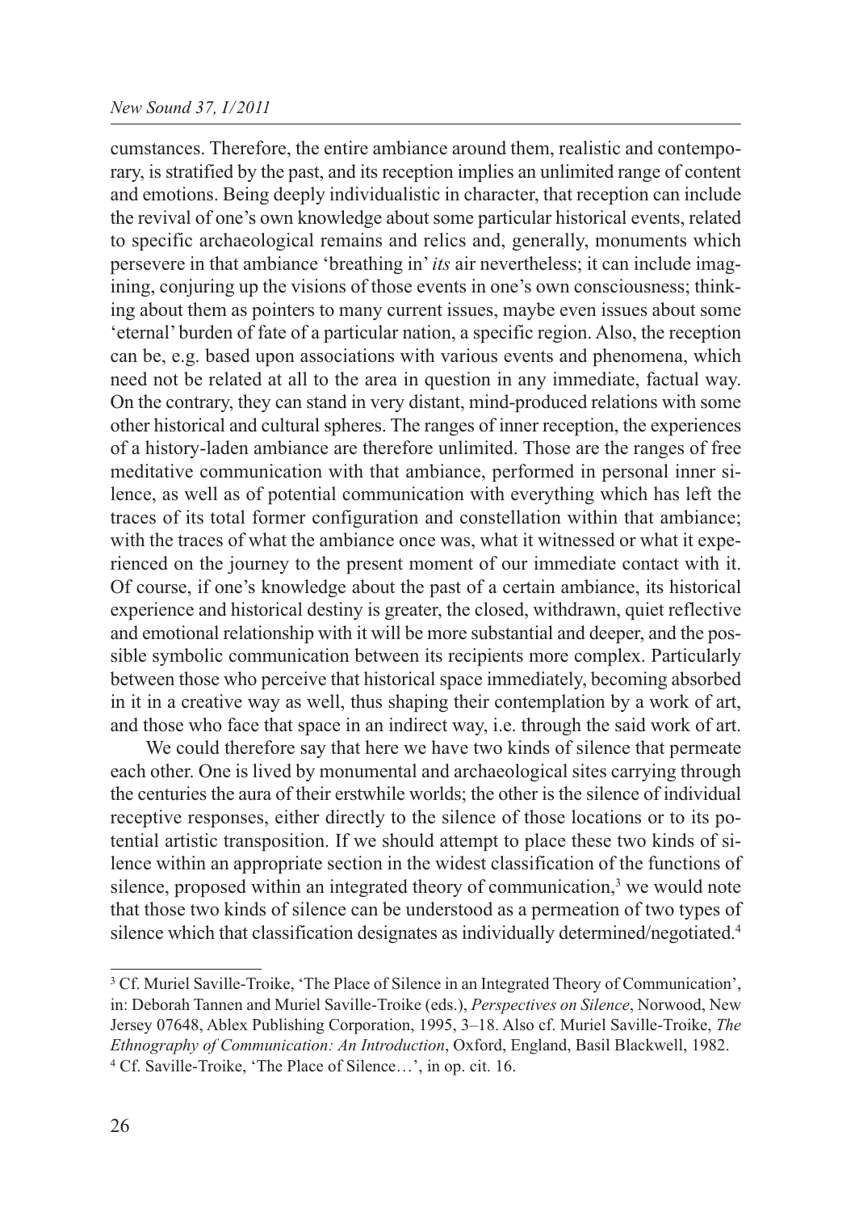cumstances. Therefore, the entire ambiance around them, realistic and contemporary, is stratified by the past, and its reception implies an unlimited range of content and emotions. Being deeply individualistic in character, that reception can include the revival of one's own knowledge about some particular historical events, related to specific archaeological remains and relics and, generally, monuments which persevere in that ambiance 'breathing in' *its* air nevertheless; it can include imagining, conjuring up the visions of those events in one's own consciousness; thinking about them as pointers to many current issues, maybe even issues about some 'eternal' burden of fate of a particular nation, a specific region. Also, the reception can be, e.g. based upon associations with various events and phenomena, which need not be related at all to the area in question in any immediate, factual way. On the contrary, they can stand in very distant, mind-produced relations with some other historical and cultural spheres. The ranges of inner reception, the experiences of a history-laden ambiance are therefore unlimited. Those are the ranges of free meditative communication with that ambiance, performed in personal inner silence, as well as of potential communication with everything which has left the traces of its total former configuration and constellation within that ambiance; with the traces of what the ambiance once was, what it witnessed or what it experienced on the journey to the present moment of our immediate contact with it. Of course, if one's knowledge about the past of a certain ambiance, its historical experience and historical destiny is greater, the closed, withdrawn, quiet reflective and emotional relationship with it will be more substantial and deeper, and the possible symbolic communication between its recipients more complex. Particularly between those who perceive that historical space immediately, becoming absorbed in it in a creative way as well, thus shaping their contemplation by a work of art, and those who face that space in an indirect way, i.e. through the said work of art.

We could therefore say that here we have two kinds of silence that permeate each other. One is lived by monumental and archaeological sites carrying through the centuries the aura of their erstwhile worlds; the other is the silence of individual receptive responses, either directly to the silence of those locations or to its potential artistic transposition. If we should attempt to place these two kinds of silence within an appropriate section in the widest classification of the functions of silence, proposed within an integrated theory of communication,[3] we would note that those two kinds of silence can be understood as a permeation of two types of silence which that classification designates as individually determined/negotiated.[4]

---

[3] Cf. Muriel Saville-Troike, 'The Place of Silence in an Integrated Theory of Communication', in: Deborah Tannen and Muriel Saville-Troike (eds.), *Perspectives on Silence*, Norwood, New Jersey 07648, Ablex Publishing Corporation, 1995, 3–18. Also cf. Muriel Saville-Troike, *The Ethnography of Communication: An Introduction*, Oxford, England, Basil Blackwell, 1982.

[4] Cf. Saville-Troike, 'The Place of Silence…', in op. cit. 16.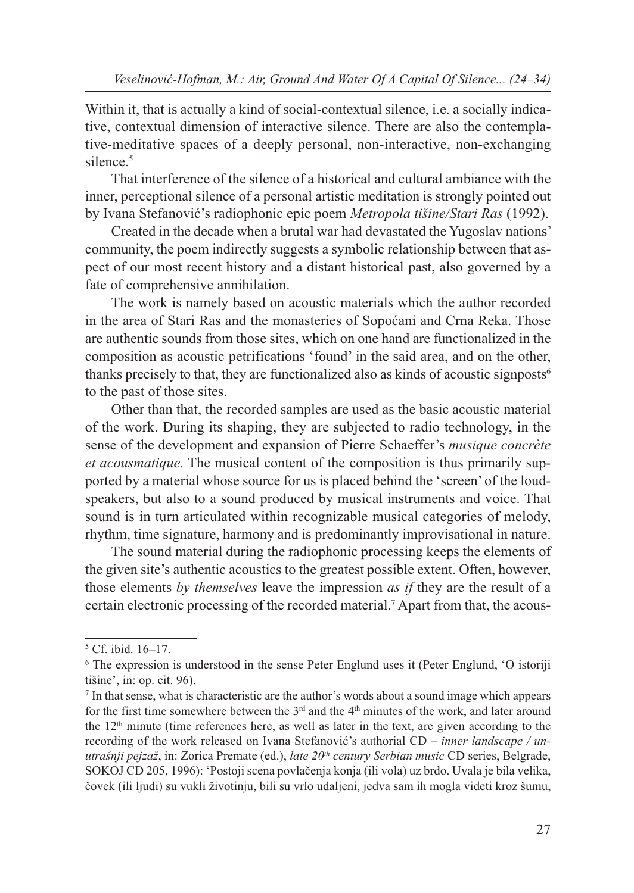Within it, that is actually a kind of social-contextual silence, i.e. a socially indicative, contextual dimension of interactive silence. There are also the contemplative-meditative spaces of a deeply personal, non-interactive, non-exchanging silence.[5]

That interference of the silence of a historical and cultural ambiance with the inner, perceptional silence of a personal artistic meditation is strongly pointed out by Ivana Stefanović's radiophonic epic poem *Metropola tišine/Stari Ras* (1992).

Created in the decade when a brutal war had devastated the Yugoslav nations' community, the poem indirectly suggests a symbolic relationship between that aspect of our most recent history and a distant historical past, also governed by a fate of comprehensive annihilation.

The work is namely based on acoustic materials which the author recorded in the area of Stari Ras and the monasteries of Sopoćani and Crna Reka. Those are authentic sounds from those sites, which on one hand are functionalized in the composition as acoustic petrifications 'found' in the said area, and on the other, thanks precisely to that, they are functionalized also as kinds of acoustic signposts[6] to the past of those sites.

Other than that, the recorded samples are used as the basic acoustic material of the work. During its shaping, they are subjected to radio technology, in the sense of the development and expansion of Pierre Schaeffer's *musique concrète et acousmatique.* The musical content of the composition is thus primarily supported by a material whose source for us is placed behind the 'screen' of the loudspeakers, but also to a sound produced by musical instruments and voice. That sound is in turn articulated within recognizable musical categories of melody, rhythm, time signature, harmony and is predominantly improvisational in nature.

The sound material during the radiophonic processing keeps the elements of the given site's authentic acoustics to the greatest possible extent. Often, however, those elements *by themselves* leave the impression *as if* they are the result of a certain electronic processing of the recorded material.[7] Apart from that, the acous-

---

[5] Cf. ibid. 16–17.

[6] The expression is understood in the sense Peter Englund uses it (Peter Englund, 'O istoriji tišine', in: op. cit. 96).

[7] In that sense, what is characteristic are the author's words about a sound image which appears for the first time somewhere between the 3rd and the 4th minutes of the work, and later around the 12th minute (time references here, as well as later in the text, are given according to the recording of the work released on Ivana Stefanović's authorial CD – *inner landscape / unutrašnji pejzaž*, in: Zorica Premate (ed.), *late 20th century Serbian music* CD series, Belgrade, SOKOJ CD 205, 1996): 'Postoji scena povlačenja konja (ili vola) uz brdo. Uvala je bila velika, čovek (ili ljudi) su vukli životinju, bili su vrlo udaljeni, jedva sam ih mogla videti kroz šumu,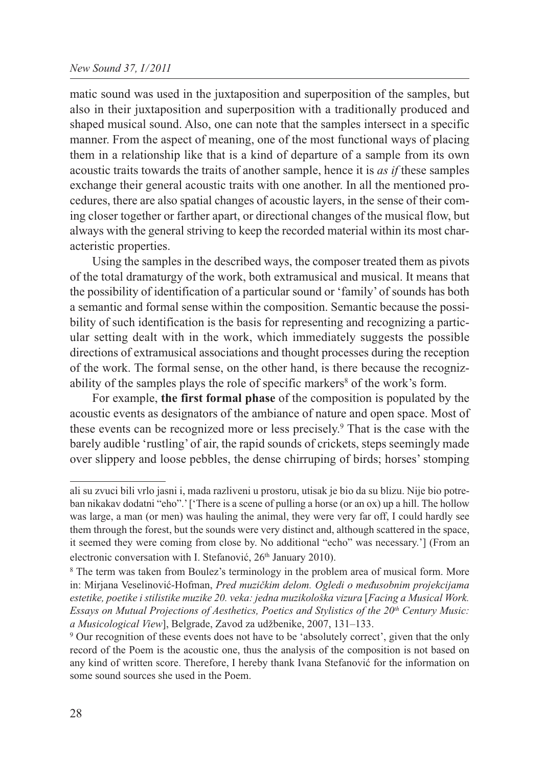matic sound was used in the juxtaposition and superposition of the samples, but also in their juxtaposition and superposition with a traditionally produced and shaped musical sound. Also, one can note that the samples intersect in a specific manner. From the aspect of meaning, one of the most functional ways of placing them in a relationship like that is a kind of departure of a sample from its own acoustic traits towards the traits of another sample, hence it is *as if* these samples exchange their general acoustic traits with one another. In all the mentioned procedures, there are also spatial changes of acoustic layers, in the sense of their coming closer together or farther apart, or directional changes of the musical flow, but always with the general striving to keep the recorded material within its most characteristic properties.

Using the samples in the described ways, the composer treated them as pivots of the total dramaturgy of the work, both extramusical and musical. It means that the possibility of identification of a particular sound or 'family' of sounds has both a semantic and formal sense within the composition. Semantic because the possibility of such identification is the basis for representing and recognizing a particular setting dealt with in the work, which immediately suggests the possible directions of extramusical associations and thought processes during the reception of the work. The formal sense, on the other hand, is there because the recognizability of the samples plays the role of specific markers[8] of the work's form.

For example, **the first formal phase** of the composition is populated by the acoustic events as designators of the ambiance of nature and open space. Most of these events can be recognized more or less precisely.[9] That is the case with the barely audible 'rustling' of air, the rapid sounds of crickets, steps seemingly made over slippery and loose pebbles, the dense chirruping of birds; horses' stomping

---

ali su zvuci bili vrlo jasni i, mada razliveni u prostoru, utisak je bio da su blizu. Nije bio potreban nikakav dodatni "eho".' ['There is a scene of pulling a horse (or an ox) up a hill. The hollow was large, a man (or men) was hauling the animal, they were very far off, I could hardly see them through the forest, but the sounds were very distinct and, although scattered in the space, it seemed they were coming from close by. No additional "echo" was necessary.'] (From an electronic conversation with I. Stefanović, 26th January 2010).

[8] The term was taken from Boulez's terminology in the problem area of musical form. More in: Mirjana Veselinović-Hofman, *Pred muzičkim delom. Ogledi o međusobnim projekcijama estetike, poetike i stilistike muzike 20. veka: jedna muzikološka vizura* [*Facing a Musical Work. Essays on Mutual Projections of Aesthetics, Poetics and Stylistics of the 20th Century Music: a Musicological View*], Belgrade, Zavod za udžbenike, 2007, 131–133.

[9] Our recognition of these events does not have to be 'absolutely correct', given that the only record of the Poem is the acoustic one, thus the analysis of the composition is not based on any kind of written score. Therefore, I hereby thank Ivana Stefanović for the information on some sound sources she used in the Poem.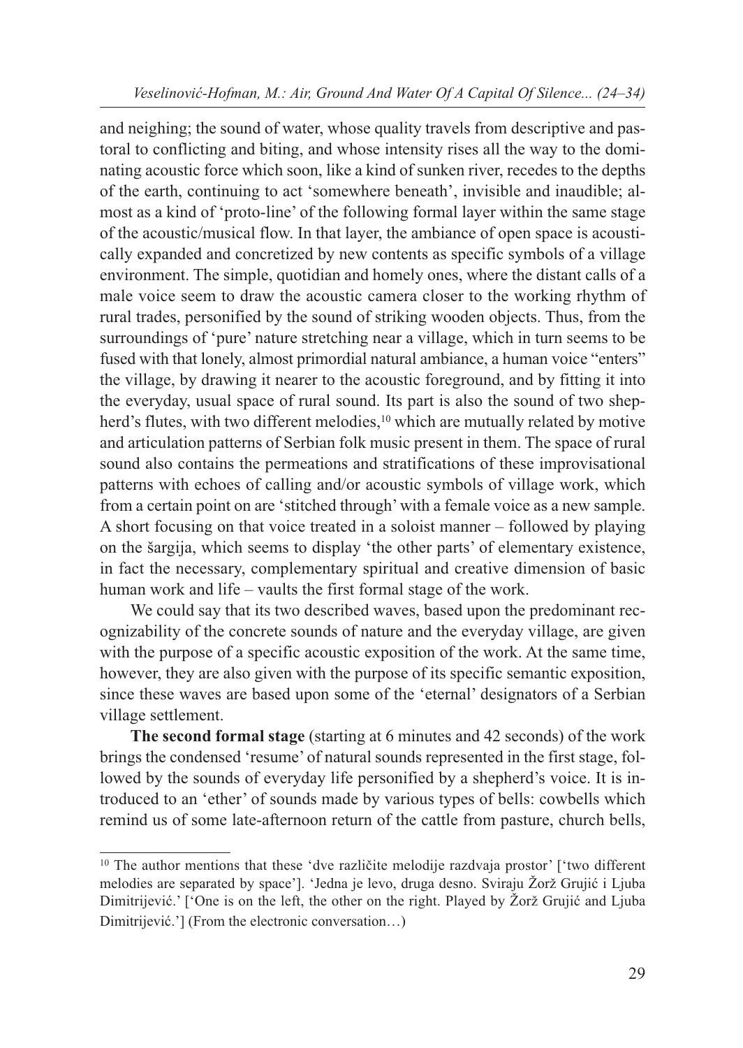and neighing; the sound of water, whose quality travels from descriptive and pastoral to conflicting and biting, and whose intensity rises all the way to the dominating acoustic force which soon, like a kind of sunken river, recedes to the depths of the earth, continuing to act 'somewhere beneath', invisible and inaudible; almost as a kind of 'proto-line' of the following formal layer within the same stage of the acoustic/musical flow. In that layer, the ambiance of open space is acoustically expanded and concretized by new contents as specific symbols of a village environment. The simple, quotidian and homely ones, where the distant calls of a male voice seem to draw the acoustic camera closer to the working rhythm of rural trades, personified by the sound of striking wooden objects. Thus, from the surroundings of 'pure' nature stretching near a village, which in turn seems to be fused with that lonely, almost primordial natural ambiance, a human voice "enters" the village, by drawing it nearer to the acoustic foreground, and by fitting it into the everyday, usual space of rural sound. Its part is also the sound of two shepherd's flutes, with two different melodies,[10] which are mutually related by motive and articulation patterns of Serbian folk music present in them. The space of rural sound also contains the permeations and stratifications of these improvisational patterns with echoes of calling and/or acoustic symbols of village work, which from a certain point on are 'stitched through' with a female voice as a new sample. A short focusing on that voice treated in a soloist manner – followed by playing on the šargija, which seems to display 'the other parts' of elementary existence, in fact the necessary, complementary spiritual and creative dimension of basic human work and life – vaults the first formal stage of the work.

We could say that its two described waves, based upon the predominant recognizability of the concrete sounds of nature and the everyday village, are given with the purpose of a specific acoustic exposition of the work. At the same time, however, they are also given with the purpose of its specific semantic exposition, since these waves are based upon some of the 'eternal' designators of a Serbian village settlement.

**The second formal stage** (starting at 6 minutes and 42 seconds) of the work brings the condensed 'resume' of natural sounds represented in the first stage, followed by the sounds of everyday life personified by a shepherd's voice. It is introduced to an 'ether' of sounds made by various types of bells: cowbells which remind us of some late-afternoon return of the cattle from pasture, church bells,

---

[10] The author mentions that these 'dve različite melodije razdvaja prostor' ['two different melodies are separated by space']. 'Jedna je levo, druga desno. Sviraju Žorž Grujić i Ljuba Dimitrijević.' ['One is on the left, the other on the right. Played by Žorž Grujić and Ljuba Dimitrijević.'] (From the electronic conversation…)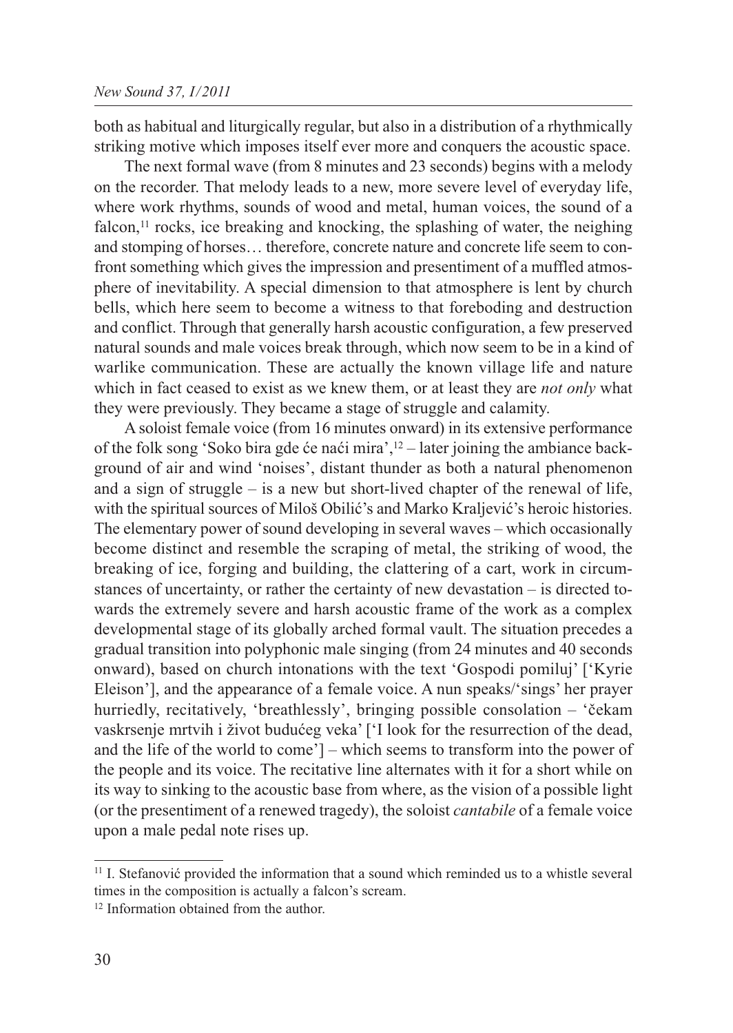both as habitual and liturgically regular, but also in a distribution of a rhythmically striking motive which imposes itself ever more and conquers the acoustic space.

The next formal wave (from 8 minutes and 23 seconds) begins with a melody on the recorder. That melody leads to a new, more severe level of everyday life, where work rhythms, sounds of wood and metal, human voices, the sound of a falcon,[11] rocks, ice breaking and knocking, the splashing of water, the neighing and stomping of horses… therefore, concrete nature and concrete life seem to confront something which gives the impression and presentiment of a muffled atmosphere of inevitability. A special dimension to that atmosphere is lent by church bells, which here seem to become a witness to that foreboding and destruction and conflict. Through that generally harsh acoustic configuration, a few preserved natural sounds and male voices break through, which now seem to be in a kind of warlike communication. These are actually the known village life and nature which in fact ceased to exist as we knew them, or at least they are *not only* what they were previously. They became a stage of struggle and calamity.

A soloist female voice (from 16 minutes onward) in its extensive performance of the folk song 'Soko bira gde će naći mira',[12] – later joining the ambiance background of air and wind 'noises', distant thunder as both a natural phenomenon and a sign of struggle – is a new but short-lived chapter of the renewal of life, with the spiritual sources of Miloš Obilić's and Marko Kraljević's heroic histories. The elementary power of sound developing in several waves – which occasionally become distinct and resemble the scraping of metal, the striking of wood, the breaking of ice, forging and building, the clattering of a cart, work in circumstances of uncertainty, or rather the certainty of new devastation – is directed towards the extremely severe and harsh acoustic frame of the work as a complex developmental stage of its globally arched formal vault. The situation precedes a gradual transition into polyphonic male singing (from 24 minutes and 40 seconds onward), based on church intonations with the text 'Gospodi pomiluj' ['Kyrie Eleison'], and the appearance of a female voice. A nun speaks/'sings' her prayer hurriedly, recitatively, 'breathlessly', bringing possible consolation – 'čekam vaskrsenje mrtvih i život budućeg veka' ['I look for the resurrection of the dead, and the life of the world to come'] – which seems to transform into the power of the people and its voice. The recitative line alternates with it for a short while on its way to sinking to the acoustic base from where, as the vision of a possible light (or the presentiment of a renewed tragedy), the soloist *cantabile* of a female voice upon a male pedal note rises up.

---

[11] I. Stefanović provided the information that a sound which reminded us to a whistle several times in the composition is actually a falcon's scream.

[12] Information obtained from the author.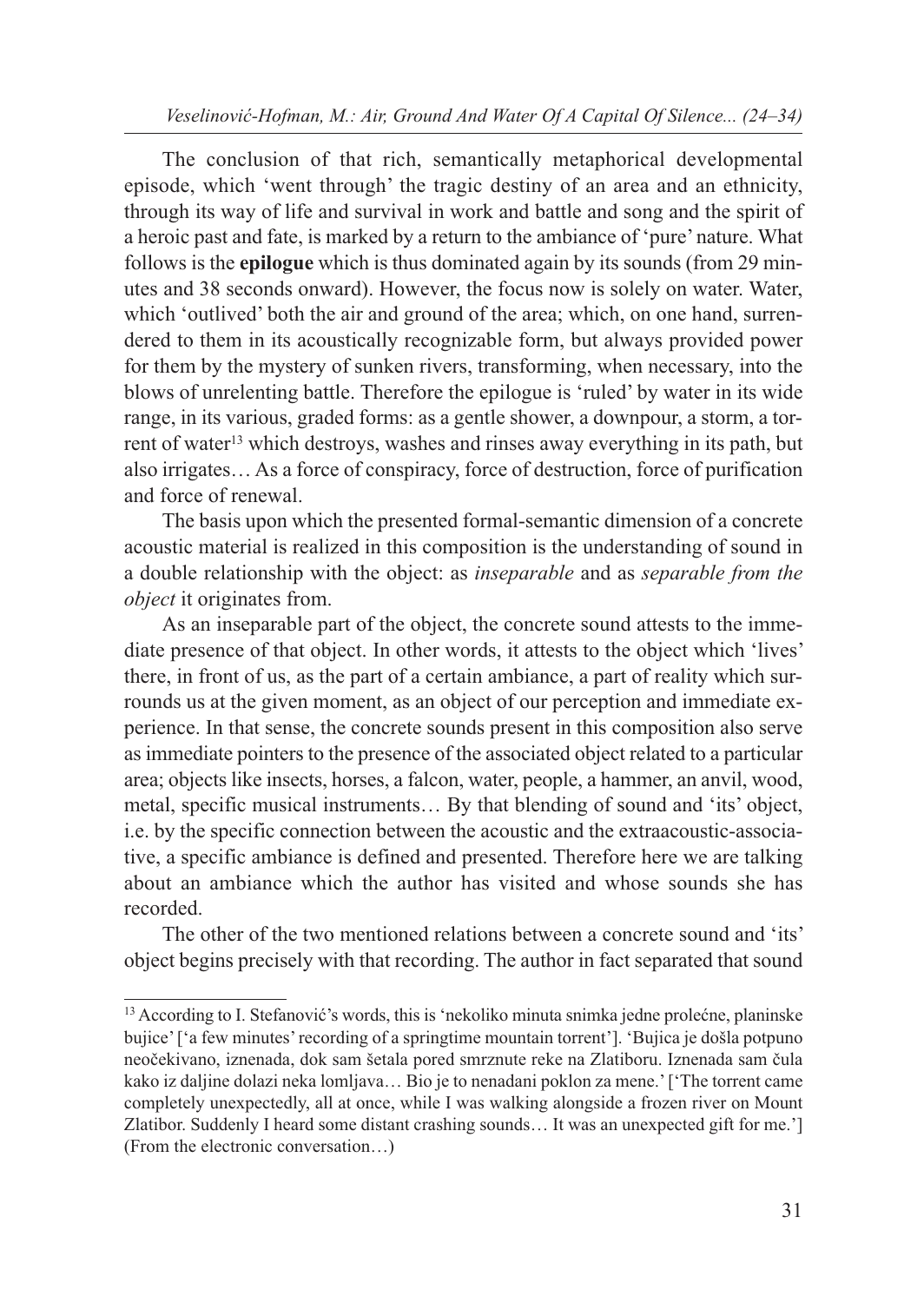The conclusion of that rich, semantically metaphorical developmental episode, which 'went through' the tragic destiny of an area and an ethnicity, through its way of life and survival in work and battle and song and the spirit of a heroic past and fate, is marked by a return to the ambiance of 'pure' nature. What follows is the **epilogue** which is thus dominated again by its sounds (from 29 minutes and 38 seconds onward). However, the focus now is solely on water. Water, which 'outlived' both the air and ground of the area; which, on one hand, surrendered to them in its acoustically recognizable form, but always provided power for them by the mystery of sunken rivers, transforming, when necessary, into the blows of unrelenting battle. Therefore the epilogue is 'ruled' by water in its wide range, in its various, graded forms: as a gentle shower, a downpour, a storm, a torrent of water[13] which destroys, washes and rinses away everything in its path, but also irrigates… As a force of conspiracy, force of destruction, force of purification and force of renewal.

The basis upon which the presented formal-semantic dimension of a concrete acoustic material is realized in this composition is the understanding of sound in a double relationship with the object: as *inseparable* and as *separable from the object* it originates from.

As an inseparable part of the object, the concrete sound attests to the immediate presence of that object. In other words, it attests to the object which 'lives' there, in front of us, as the part of a certain ambiance, a part of reality which surrounds us at the given moment, as an object of our perception and immediate experience. In that sense, the concrete sounds present in this composition also serve as immediate pointers to the presence of the associated object related to a particular area; objects like insects, horses, a falcon, water, people, a hammer, an anvil, wood, metal, specific musical instruments… By that blending of sound and 'its' object, i.e. by the specific connection between the acoustic and the extraacoustic-associative, a specific ambiance is defined and presented. Therefore here we are talking about an ambiance which the author has visited and whose sounds she has recorded.

The other of the two mentioned relations between a concrete sound and 'its' object begins precisely with that recording. The author in fact separated that sound

---

[13] According to I. Stefanović's words, this is 'nekoliko minuta snimka jedne prolećne, planinske bujice' ['a few minutes' recording of a springtime mountain torrent']. 'Bujica je došla potpuno neočekivano, iznenada, dok sam šetala pored smrznute reke na Zlatiboru. Iznenada sam čula kako iz daljine dolazi neka lomljava… Bio je to nenadani poklon za mene.' ['The torrent came completely unexpectedly, all at once, while I was walking alongside a frozen river on Mount Zlatibor. Suddenly I heard some distant crashing sounds… It was an unexpected gift for me.'] (From the electronic conversation…)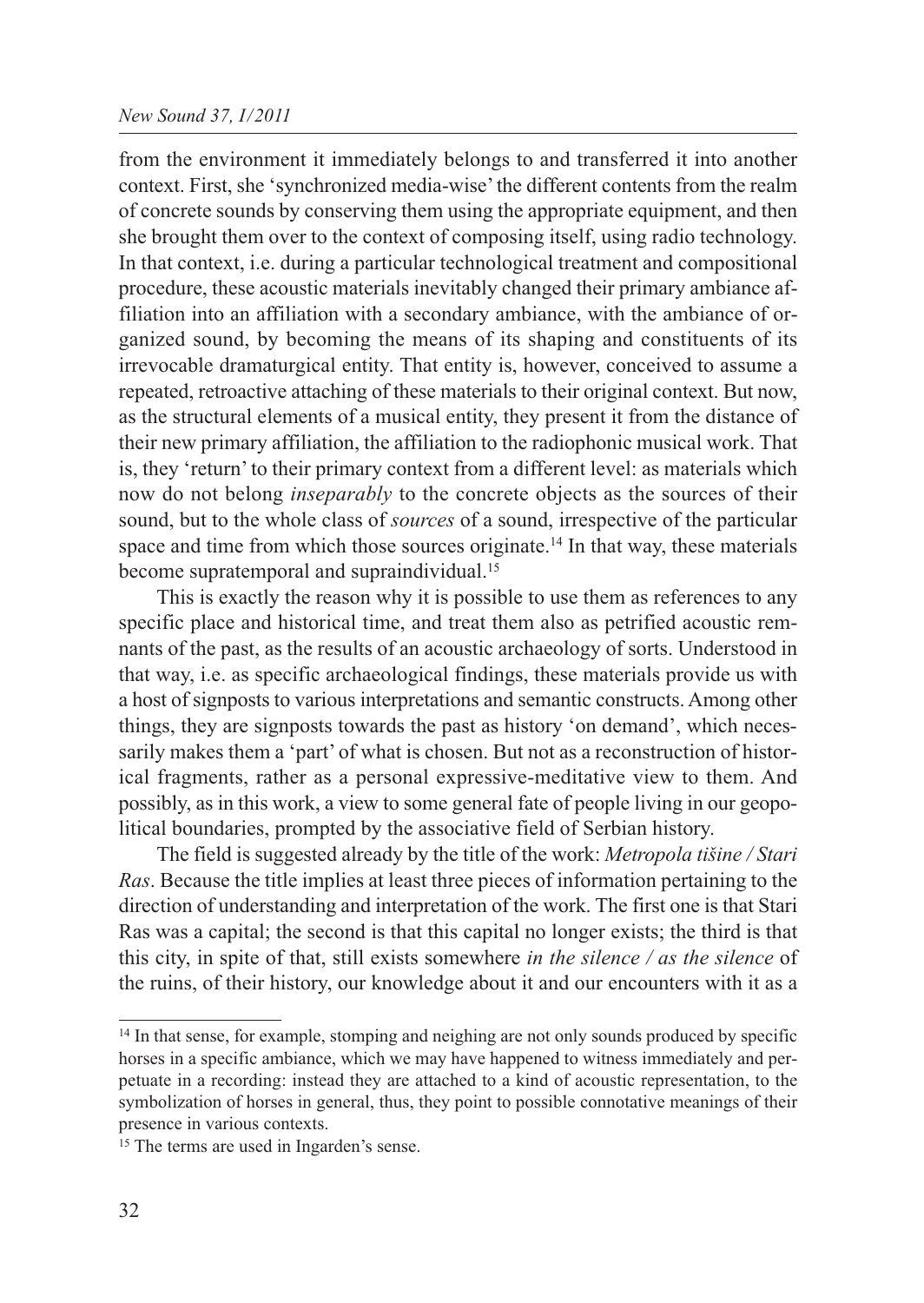from the environment it immediately belongs to and transferred it into another context. First, she 'synchronized media-wise' the different contents from the realm of concrete sounds by conserving them using the appropriate equipment, and then she brought them over to the context of composing itself, using radio technology. In that context, i.e. during a particular technological treatment and compositional procedure, these acoustic materials inevitably changed their primary ambiance affiliation into an affiliation with a secondary ambiance, with the ambiance of organized sound, by becoming the means of its shaping and constituents of its irrevocable dramaturgical entity. That entity is, however, conceived to assume a repeated, retroactive attaching of these materials to their original context. But now, as the structural elements of a musical entity, they present it from the distance of their new primary affiliation, the affiliation to the radiophonic musical work. That is, they 'return' to their primary context from a different level: as materials which now do not belong *inseparably* to the concrete objects as the sources of their sound, but to the whole class of *sources* of a sound, irrespective of the particular space and time from which those sources originate.[14] In that way, these materials become supratemporal and supraindividual.[15]

This is exactly the reason why it is possible to use them as references to any specific place and historical time, and treat them also as petrified acoustic remnants of the past, as the results of an acoustic archaeology of sorts. Understood in that way, i.e. as specific archaeological findings, these materials provide us with a host of signposts to various interpretations and semantic constructs. Among other things, they are signposts towards the past as history 'on demand', which necessarily makes them a 'part' of what is chosen. But not as a reconstruction of historical fragments, rather as a personal expressive-meditative view to them. And possibly, as in this work, a view to some general fate of people living in our geopolitical boundaries, prompted by the associative field of Serbian history.

The field is suggested already by the title of the work: *Metropola tišine / Stari Ras*. Because the title implies at least three pieces of information pertaining to the direction of understanding and interpretation of the work. The first one is that Stari Ras was a capital; the second is that this capital no longer exists; the third is that this city, in spite of that, still exists somewhere *in the silence / as the silence* of the ruins, of their history, our knowledge about it and our encounters with it as a

---

[14] In that sense, for example, stomping and neighing are not only sounds produced by specific horses in a specific ambiance, which we may have happened to witness immediately and perpetuate in a recording: instead they are attached to a kind of acoustic representation, to the symbolization of horses in general, thus, they point to possible connotative meanings of their presence in various contexts.

[15] The terms are used in Ingarden's sense.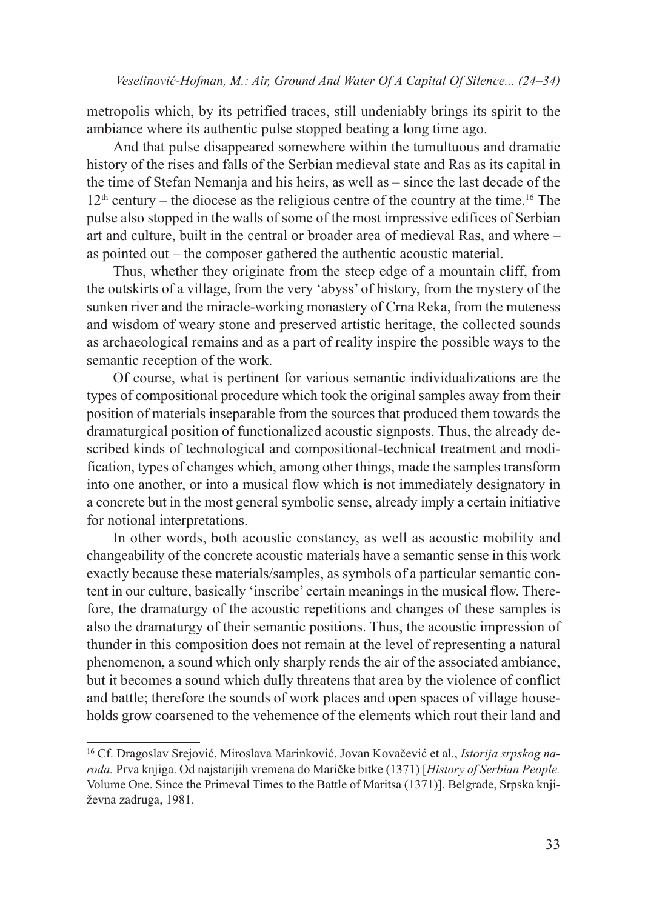metropolis which, by its petrified traces, still undeniably brings its spirit to the ambiance where its authentic pulse stopped beating a long time ago.

And that pulse disappeared somewhere within the tumultuous and dramatic history of the rises and falls of the Serbian medieval state and Ras as its capital in the time of Stefan Nemanja and his heirs, as well as – since the last decade of the 12th century – the diocese as the religious centre of the country at the time.[16] The pulse also stopped in the walls of some of the most impressive edifices of Serbian art and culture, built in the central or broader area of medieval Ras, and where – as pointed out – the composer gathered the authentic acoustic material.

Thus, whether they originate from the steep edge of a mountain cliff, from the outskirts of a village, from the very 'abyss' of history, from the mystery of the sunken river and the miracle-working monastery of Crna Reka, from the muteness and wisdom of weary stone and preserved artistic heritage, the collected sounds as archaeological remains and as a part of reality inspire the possible ways to the semantic reception of the work.

Of course, what is pertinent for various semantic individualizations are the types of compositional procedure which took the original samples away from their position of materials inseparable from the sources that produced them towards the dramaturgical position of functionalized acoustic signposts. Thus, the already described kinds of technological and compositional-technical treatment and modification, types of changes which, among other things, made the samples transform into one another, or into a musical flow which is not immediately designatory in a concrete but in the most general symbolic sense, already imply a certain initiative for notional interpretations.

In other words, both acoustic constancy, as well as acoustic mobility and changeability of the concrete acoustic materials have a semantic sense in this work exactly because these materials/samples, as symbols of a particular semantic content in our culture, basically 'inscribe' certain meanings in the musical flow. Therefore, the dramaturgy of the acoustic repetitions and changes of these samples is also the dramaturgy of their semantic positions. Thus, the acoustic impression of thunder in this composition does not remain at the level of representing a natural phenomenon, a sound which only sharply rends the air of the associated ambiance, but it becomes a sound which dully threatens that area by the violence of conflict and battle; therefore the sounds of work places and open spaces of village households grow coarsened to the vehemence of the elements which rout their land and

---

[16] Cf. Dragoslav Srejović, Miroslava Marinković, Jovan Kovačević et al., *Istorija srpskog naroda.* Prva knjiga. Od najstarijih vremena do Maričke bitke (1371) [*History of Serbian People.* Volume One. Since the Primeval Times to the Battle of Maritsa (1371)]. Belgrade, Srpska književna zadruga, 1981.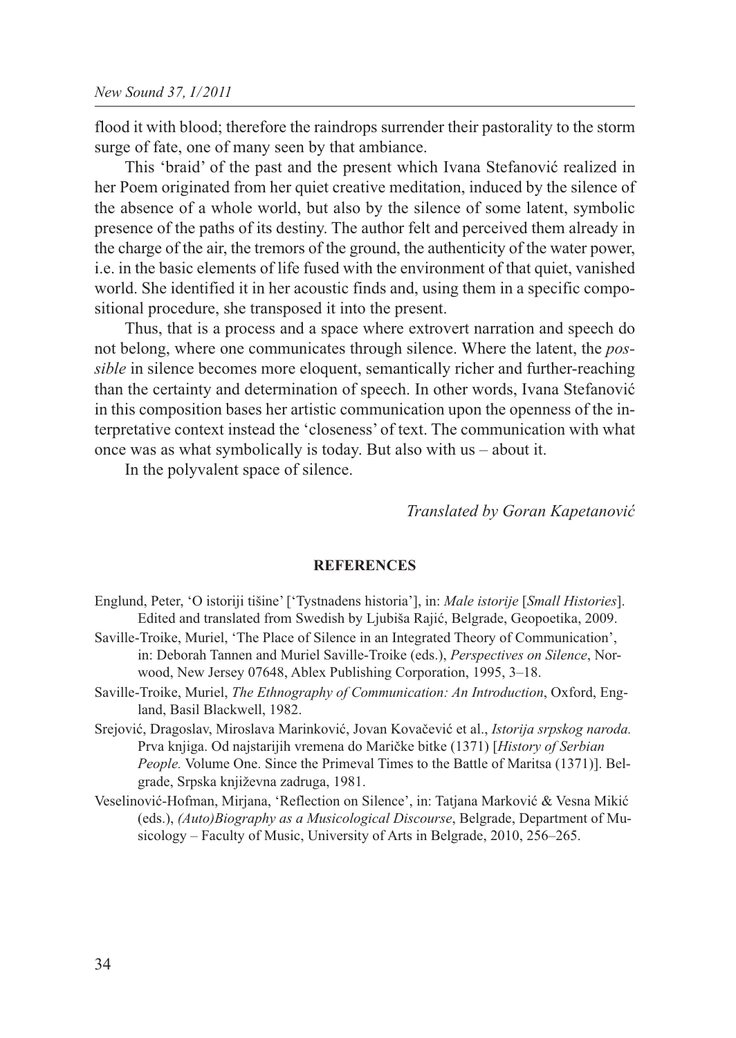flood it with blood; therefore the raindrops surrender their pastorality to the storm surge of fate, one of many seen by that ambiance.

This 'braid' of the past and the present which Ivana Stefanović realized in her Poem originated from her quiet creative meditation, induced by the silence of the absence of a whole world, but also by the silence of some latent, symbolic presence of the paths of its destiny. The author felt and perceived them already in the charge of the air, the tremors of the ground, the authenticity of the water power, i.e. in the basic elements of life fused with the environment of that quiet, vanished world. She identified it in her acoustic finds and, using them in a specific compositional procedure, she transposed it into the present.

Thus, that is a process and a space where extrovert narration and speech do not belong, where one communicates through silence. Where the latent, the *possible* in silence becomes more eloquent, semantically richer and further-reaching than the certainty and determination of speech. In other words, Ivana Stefanović in this composition bases her artistic communication upon the openness of the interpretative context instead the 'closeness' of text. The communication with what once was as what symbolically is today. But also with us – about it.

In the polyvalent space of silence.

*Translated by Goran Kapetanović*

#### REFERENCES

Englund, Peter, 'O istoriji tišine' ['Tystnadens historia'], in: *Male istorije* [*Small Histories*]. Edited and translated from Swedish by Ljubiša Rajić, Belgrade, Geopoetika, 2009.

Saville-Troike, Muriel, 'The Place of Silence in an Integrated Theory of Communication', in: Deborah Tannen and Muriel Saville-Troike (eds.), *Perspectives on Silence*, Norwood, New Jersey 07648, Ablex Publishing Corporation, 1995, 3–18.

Saville-Troike, Muriel, *The Ethnography of Communication: An Introduction*, Oxford, England, Basil Blackwell, 1982.

Srejović, Dragoslav, Miroslava Marinković, Jovan Kovačević et al., *Istorija srpskog naroda.* Prva knjiga. Od najstarijih vremena do Maričke bitke (1371) [*History of Serbian People.* Volume One. Since the Primeval Times to the Battle of Maritsa (1371)]. Belgrade, Srpska književna zadruga, 1981.

Veselinović-Hofman, Mirjana, 'Reflection on Silence', in: Tatjana Marković & Vesna Mikić (eds.), *(Auto)Biography as a Musicological Discourse*, Belgrade, Department of Musicology – Faculty of Music, University of Arts in Belgrade, 2010, 256–265.